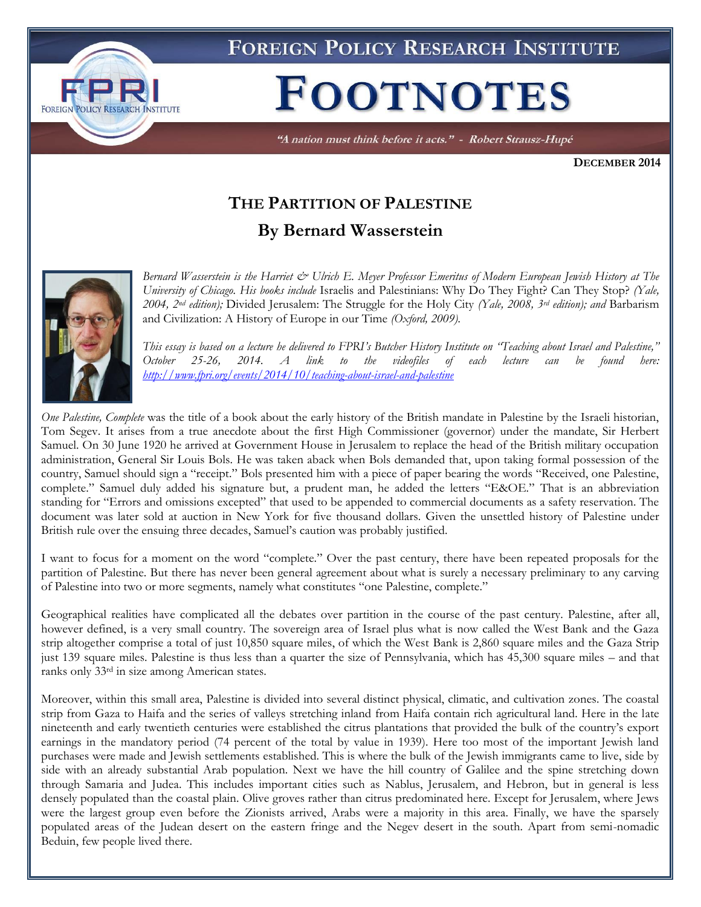# FOREIGN POLICY RESEARCH INSTITUTE

# FOOTNOTES

*"A nation must think before it acts." - Robert Strausz-Hupé*

**DECEMBER 2014**

## THE PARTITION OF PALESTINE

## By Bernard Wasserstein

*Bernard Wasserstein is the Harriet & Ulrich E. Meyer Professor Emeritus of Modern European Jewish History at The University of Chicago. His books include* Israelis and Palestinians: Why Do They Fight? Can They Stop? *(Yale, 2004, 2nd edition);* Divided Jerusalem: The Struggle for the Holy City *(Yale, 2008, 3rd edition); and* Barbarism and Civilization: A History of Europe in our Time *(Oxford, 2009).*

*This essay is based on a lecture he delivered to FPRI's Butcher History Institute on "Teaching about Israel and Palestine," October 25-26, 2014. A link to the videofiles of each lecture can be found here: http://www.fpri.org/events/2014/10/teaching-about-israel-and-palestine*

*One Palestine, Complete* was the title of a book about the early history of the British mandate in Palestine by the Israeli historian, Tom Segev. It arises from a true anecdote about the first High Commissioner (governor) under the mandate, Sir Herbert Samuel. On 30 June 1920 he arrived at Government House in Jerusalem to replace the head of the British military occupation administration, General Sir Louis Bols. He was taken aback when Bols demanded that, upon taking formal possession of the country, Samuel should sign a "receipt." Bols presented him with a piece of paper bearing the words "Received, one Palestine, complete." Samuel duly added his signature but, a prudent man, he added the letters "E&OE." That is an abbreviation standing for "Errors and omissions excepted" that used to be appended to commercial documents as a safety reservation. The document was later sold at auction in New York for five thousand dollars. Given the unsettled history of Palestine under British rule over the ensuing three decades, Samuel's caution was probably justified.

I want to focus for a moment on the word "complete." Over the past century, there have been repeated proposals for the partition of Palestine. But there has never been general agreement about what is surely a necessary preliminary to any carving of Palestine into two or more segments, namely what constitutes "one Palestine, complete."

Geographical realities have complicated all the debates over partition in the course of the past century. Palestine, after all, however defined, is a very small country. The sovereign area of Israel plus what is now called the West Bank and the Gaza strip altogether comprise a total of just 10,850 square miles, of which the West Bank is 2,860 square miles and the Gaza Strip just 139 square miles. Palestine is thus less than a quarter the size of Pennsylvania, which has 45,300 square miles – and that ranks only 33rd in size among American states.

Moreover, within this small area, Palestine is divided into several distinct physical, climatic, and cultivation zones. The coastal strip from Gaza to Haifa and the series of valleys stretching inland from Haifa contain rich agricultural land. Here in the late nineteenth and early twentieth centuries were established the citrus plantations that provided the bulk of the country's export earnings in the mandatory period (74 percent of the total by value in 1939). Here too most of the important Jewish land purchases were made and Jewish settlements established. This is where the bulk of the Jewish immigrants came to live, side by side with an already substantial Arab population. Next we have the hill country of Galilee and the spine stretching down through Samaria and Judea. This includes important cities such as Nablus, Jerusalem, and Hebron, but in general is less densely populated than the coastal plain. Olive groves rather than citrus predominated here. Except for Jerusalem, where Jews were the largest group even before the Zionists arrived, Arabs were a majority in this area. Finally, we have the sparsely populated areas of the Judean desert on the eastern fringe and the Negev desert in the south. Apart from semi-nomadic Beduin, few people lived there.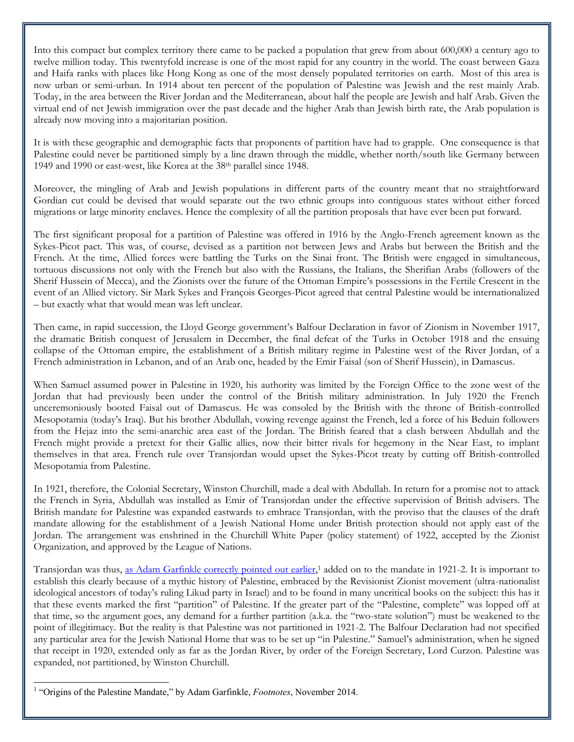Into this compact but complex territory there came to be packed a population that grew from about 600,000 a century ago to twelve million today. This twentyfold increase is one of the most rapid for any country in the world. The coast between Gaza and Haifa ranks with places like Hong Kong as one of the most densely populated territories on earth. Most of this area is now urban or semi-urban. In 1914 about ten percent of the population of Palestine was Jewish and the rest mainly Arab. Today, in the area between the River Jordan and the Mediterranean, about half the people are Jewish and half Arab. Given the virtual end of net Jewish immigration over the past decade and the higher Arab than Jewish birth rate, the Arab population is already now moving into a majoritarian position.

It is with these geographic and demographic facts that proponents of partition have had to grapple. One consequence is that Palestine could never be partitioned simply by a line drawn through the middle, whether north/south like Germany between 1949 and 1990 or east-west, like Korea at the 38th parallel since 1948.

Moreover, the mingling of Arab and Jewish populations in different parts of the country meant that no straightforward Gordian cut could be devised that would separate out the two ethnic groups into contiguous states without either forced migrations or large minority enclaves. Hence the complexity of all the partition proposals that have ever been put forward.

The first significant proposal for a partition of Palestine was offered in 1916 by the Anglo-French agreement known as the Sykes-Picot pact. This was, of course, devised as a partition not between Jews and Arabs but between the British and the French. At the time, Allied forces were battling the Turks on the Sinai front. The British were engaged in simultaneous, tortuous discussions not only with the French but also with the Russians, the Italians, the Sherifian Arabs (followers of the Sherif Hussein of Mecca), and the Zionists over the future of the Ottoman Empire's possessions in the Fertile Crescent in the event of an Allied victory. Sir Mark Sykes and François Georges-Picot agreed that central Palestine would be internationalized – but exactly what that would mean was left unclear.

Then came, in rapid succession, the Lloyd George government's Balfour Declaration in favor of Zionism in November 1917, the dramatic British conquest of Jerusalem in December, the final defeat of the Turks in October 1918 and the ensuing collapse of the Ottoman empire, the establishment of a British military regime in Palestine west of the River Jordan, of a French administration in Lebanon, and of an Arab one, headed by the Emir Faisal (son of Sherif Hussein), in Damascus.

When Samuel assumed power in Palestine in 1920, his authority was limited by the Foreign Office to the zone west of the Jordan that had previously been under the control of the British military administration. In July 1920 the French unceremoniously booted Faisal out of Damascus. He was consoled by the British with the throne of British-controlled Mesopotamia (today's Iraq). But his brother Abdullah, vowing revenge against the French, led a force of his Beduin followers from the Hejaz into the semi-anarchic area east of the Jordan. The British feared that a clash between Abdullah and the French might provide a pretext for their Gallic allies, now their bitter rivals for hegemony in the Near East, to implant themselves in that area. French rule over Transjordan would upset the Sykes-Picot treaty by cutting off British-controlled Mesopotamia from Palestine.

In 1921, therefore, the Colonial Secretary, Winston Churchill, made a deal with Abdullah. In return for a promise not to attack the French in Syria, Abdullah was installed as Emir of Transjordan under the effective supervision of British advisers. The British mandate for Palestine was expanded eastwards to embrace Transjordan, with the proviso that the clauses of the draft mandate allowing for the establishment of a Jewish National Home under British protection should not apply east of the Jordan. The arrangement was enshrined in the Churchill White Paper (policy statement) of 1922, accepted by the Zionist Organization, and approved by the League of Nations.

Transjordan was thus, as Adam Garfinkle correctly pointed out earlier,[1] added on to the mandate in 1921-2. It is important to establish this clearly because of a mythic history of Palestine, embraced by the Revisionist Zionist movement (ultra-nationalist ideological ancestors of today's ruling Likud party in Israel) and to be found in many uncritical books on the subject: this has it that these events marked the first "partition" of Palestine. If the greater part of the "Palestine, complete" was lopped off at that time, so the argument goes, any demand for a further partition (a.k.a. the "two-state solution") must be weakened to the point of illegitimacy. But the reality is that Palestine was not partitioned in 1921-2. The Balfour Declaration had not specified any particular area for the Jewish National Home that was to be set up "in Palestine." Samuel's administration, when he signed that receipt in 1920, extended only as far as the Jordan River, by order of the Foreign Secretary, Lord Curzon. Palestine was expanded, not partitioned, by Winston Churchill.

[1] "Origins of the Palestine Mandate," by Adam Garfinkle, *Footnotes*, November 2014.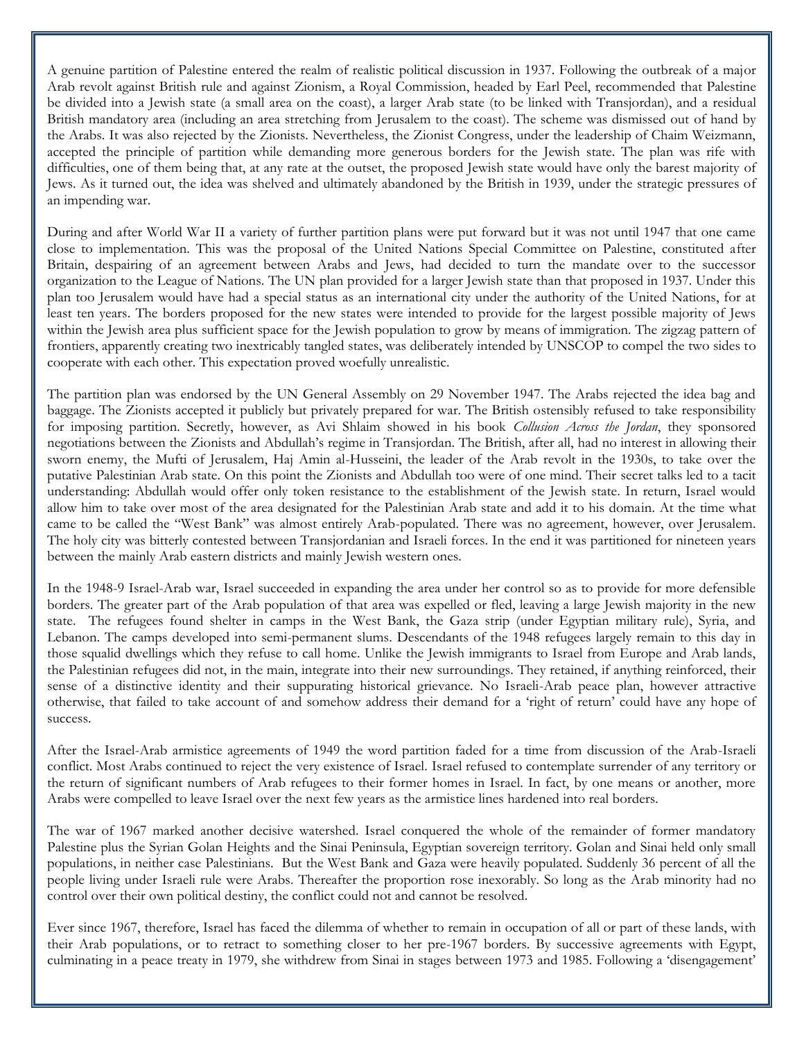A genuine partition of Palestine entered the realm of realistic political discussion in 1937. Following the outbreak of a major Arab revolt against British rule and against Zionism, a Royal Commission, headed by Earl Peel, recommended that Palestine be divided into a Jewish state (a small area on the coast), a larger Arab state (to be linked with Transjordan), and a residual British mandatory area (including an area stretching from Jerusalem to the coast). The scheme was dismissed out of hand by the Arabs. It was also rejected by the Zionists. Nevertheless, the Zionist Congress, under the leadership of Chaim Weizmann, accepted the principle of partition while demanding more generous borders for the Jewish state. The plan was rife with difficulties, one of them being that, at any rate at the outset, the proposed Jewish state would have only the barest majority of Jews. As it turned out, the idea was shelved and ultimately abandoned by the British in 1939, under the strategic pressures of an impending war.

During and after World War II a variety of further partition plans were put forward but it was not until 1947 that one came close to implementation. This was the proposal of the United Nations Special Committee on Palestine, constituted after Britain, despairing of an agreement between Arabs and Jews, had decided to turn the mandate over to the successor organization to the League of Nations. The UN plan provided for a larger Jewish state than that proposed in 1937. Under this plan too Jerusalem would have had a special status as an international city under the authority of the United Nations, for at least ten years. The borders proposed for the new states were intended to provide for the largest possible majority of Jews within the Jewish area plus sufficient space for the Jewish population to grow by means of immigration. The zigzag pattern of frontiers, apparently creating two inextricably tangled states, was deliberately intended by UNSCOP to compel the two sides to cooperate with each other. This expectation proved woefully unrealistic.

The partition plan was endorsed by the UN General Assembly on 29 November 1947. The Arabs rejected the idea bag and baggage. The Zionists accepted it publicly but privately prepared for war. The British ostensibly refused to take responsibility for imposing partition. Secretly, however, as Avi Shlaim showed in his book *Collusion Across the Jordan*, they sponsored negotiations between the Zionists and Abdullah's regime in Transjordan. The British, after all, had no interest in allowing their sworn enemy, the Mufti of Jerusalem, Haj Amin al-Husseini, the leader of the Arab revolt in the 1930s, to take over the putative Palestinian Arab state. On this point the Zionists and Abdullah too were of one mind. Their secret talks led to a tacit understanding: Abdullah would offer only token resistance to the establishment of the Jewish state. In return, Israel would allow him to take over most of the area designated for the Palestinian Arab state and add it to his domain. At the time what came to be called the "West Bank" was almost entirely Arab-populated. There was no agreement, however, over Jerusalem. The holy city was bitterly contested between Transjordanian and Israeli forces. In the end it was partitioned for nineteen years between the mainly Arab eastern districts and mainly Jewish western ones.

In the 1948-9 Israel-Arab war, Israel succeeded in expanding the area under her control so as to provide for more defensible borders. The greater part of the Arab population of that area was expelled or fled, leaving a large Jewish majority in the new state. The refugees found shelter in camps in the West Bank, the Gaza strip (under Egyptian military rule), Syria, and Lebanon. The camps developed into semi-permanent slums. Descendants of the 1948 refugees largely remain to this day in those squalid dwellings which they refuse to call home. Unlike the Jewish immigrants to Israel from Europe and Arab lands, the Palestinian refugees did not, in the main, integrate into their new surroundings. They retained, if anything reinforced, their sense of a distinctive identity and their suppurating historical grievance. No Israeli-Arab peace plan, however attractive otherwise, that failed to take account of and somehow address their demand for a 'right of return' could have any hope of success.

After the Israel-Arab armistice agreements of 1949 the word partition faded for a time from discussion of the Arab-Israeli conflict. Most Arabs continued to reject the very existence of Israel. Israel refused to contemplate surrender of any territory or the return of significant numbers of Arab refugees to their former homes in Israel. In fact, by one means or another, more Arabs were compelled to leave Israel over the next few years as the armistice lines hardened into real borders.

The war of 1967 marked another decisive watershed. Israel conquered the whole of the remainder of former mandatory Palestine plus the Syrian Golan Heights and the Sinai Peninsula, Egyptian sovereign territory. Golan and Sinai held only small populations, in neither case Palestinians. But the West Bank and Gaza were heavily populated. Suddenly 36 percent of all the people living under Israeli rule were Arabs. Thereafter the proportion rose inexorably. So long as the Arab minority had no control over their own political destiny, the conflict could not and cannot be resolved.

Ever since 1967, therefore, Israel has faced the dilemma of whether to remain in occupation of all or part of these lands, with their Arab populations, or to retract to something closer to her pre-1967 borders. By successive agreements with Egypt, culminating in a peace treaty in 1979, she withdrew from Sinai in stages between 1973 and 1985. Following a 'disengagement'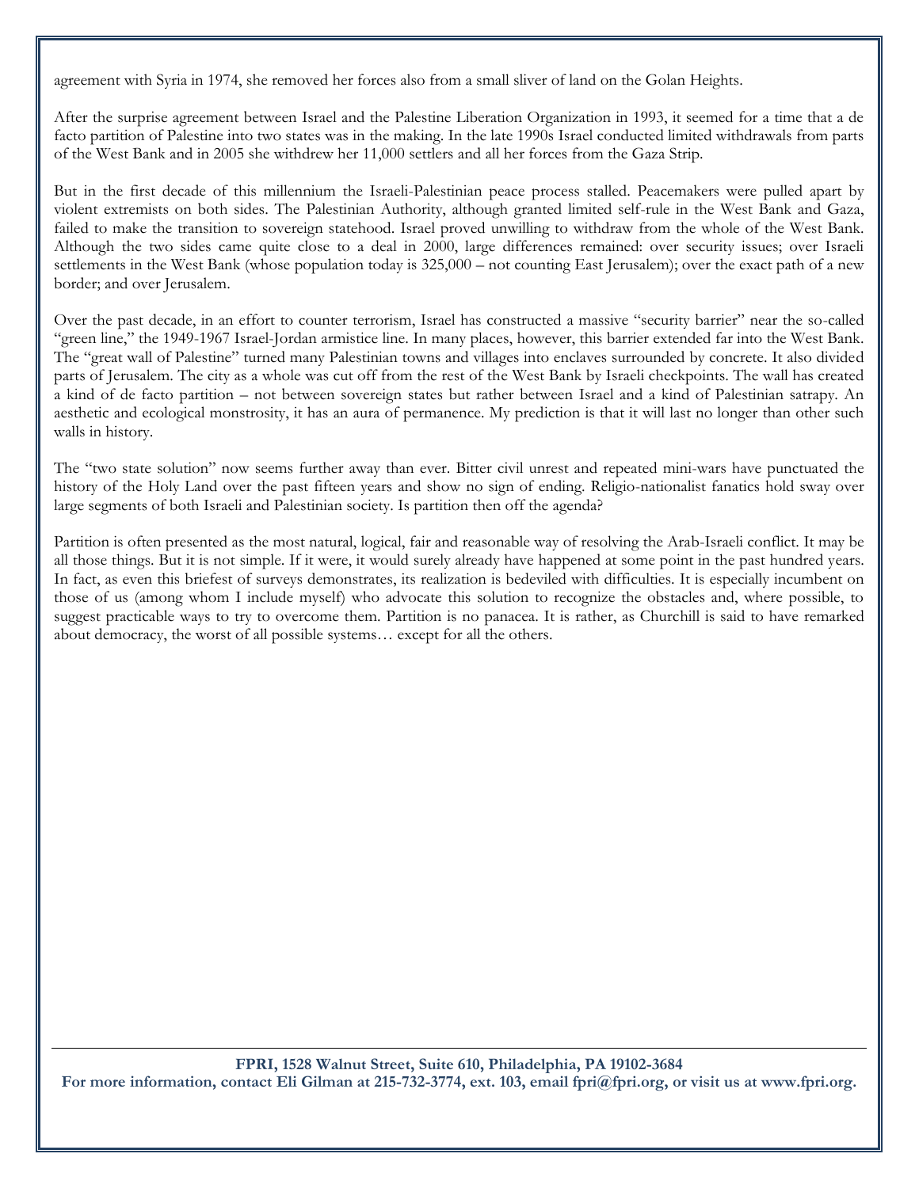agreement with Syria in 1974, she removed her forces also from a small sliver of land on the Golan Heights.

After the surprise agreement between Israel and the Palestine Liberation Organization in 1993, it seemed for a time that a de facto partition of Palestine into two states was in the making. In the late 1990s Israel conducted limited withdrawals from parts of the West Bank and in 2005 she withdrew her 11,000 settlers and all her forces from the Gaza Strip.

But in the first decade of this millennium the Israeli-Palestinian peace process stalled. Peacemakers were pulled apart by violent extremists on both sides. The Palestinian Authority, although granted limited self-rule in the West Bank and Gaza, failed to make the transition to sovereign statehood. Israel proved unwilling to withdraw from the whole of the West Bank. Although the two sides came quite close to a deal in 2000, large differences remained: over security issues; over Israeli settlements in the West Bank (whose population today is 325,000 – not counting East Jerusalem); over the exact path of a new border; and over Jerusalem.

Over the past decade, in an effort to counter terrorism, Israel has constructed a massive "security barrier" near the so-called "green line," the 1949-1967 Israel-Jordan armistice line. In many places, however, this barrier extended far into the West Bank. The "great wall of Palestine" turned many Palestinian towns and villages into enclaves surrounded by concrete. It also divided parts of Jerusalem. The city as a whole was cut off from the rest of the West Bank by Israeli checkpoints. The wall has created a kind of de facto partition – not between sovereign states but rather between Israel and a kind of Palestinian satrapy. An aesthetic and ecological monstrosity, it has an aura of permanence. My prediction is that it will last no longer than other such walls in history.

The "two state solution" now seems further away than ever. Bitter civil unrest and repeated mini-wars have punctuated the history of the Holy Land over the past fifteen years and show no sign of ending. Religio-nationalist fanatics hold sway over large segments of both Israeli and Palestinian society. Is partition then off the agenda?

Partition is often presented as the most natural, logical, fair and reasonable way of resolving the Arab-Israeli conflict. It may be all those things. But it is not simple. If it were, it would surely already have happened at some point in the past hundred years. In fact, as even this briefest of surveys demonstrates, its realization is bedeviled with difficulties. It is especially incumbent on those of us (among whom I include myself) who advocate this solution to recognize the obstacles and, where possible, to suggest practicable ways to try to overcome them. Partition is no panacea. It is rather, as Churchill is said to have remarked about democracy, the worst of all possible systems… except for all the others.

**FPRI, 1528 Walnut Street, Suite 610, Philadelphia, PA 19102-3684**
**For more information, contact Eli Gilman at 215-732-3774, ext. 103, email fpri@fpri.org, or visit us at www.fpri.org.**